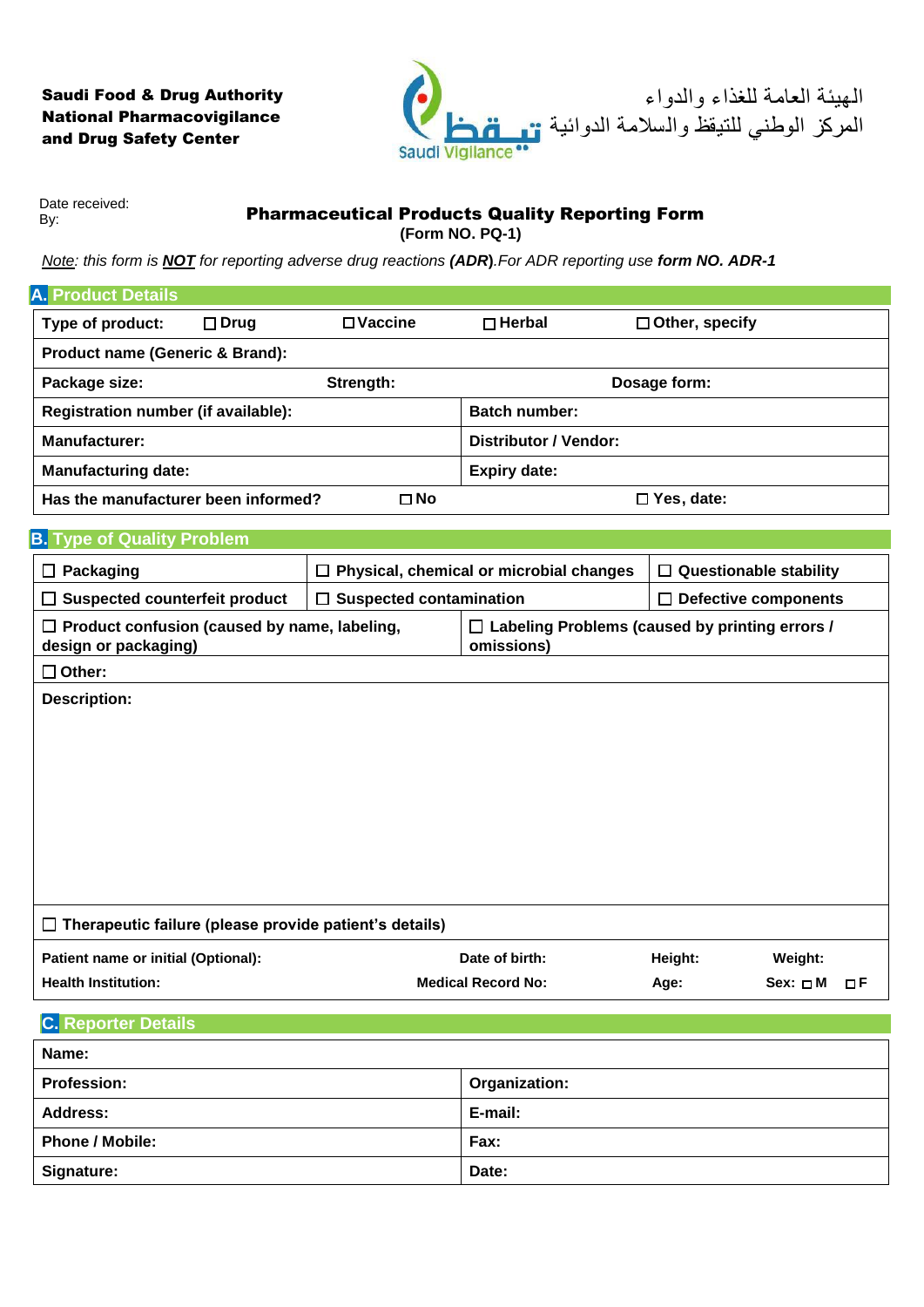**Saudi Food & Drug Authority**
**National Pharmacovigilance and Drug Safety Center**

الهيئة العامة للغذاء والدواء
المركز الوطني للتيقظ والسلامة الدوائية

تيقظ
Saudi Vigilance

Date received:
By:

# Pharmaceutical Products Quality Reporting Form

**(Form NO. PQ-1)**

*Note: this form is* ***NOT*** *for reporting adverse drug reactions* ***(ADR)****.For ADR reporting use* ***form NO. ADR-1***

## A. Product Details

| | | | |
|---|---|---|---|
| **Type of product:** ☐ **Drug** | ☐ **Vaccine** | ☐ **Herbal** | ☐ **Other, specify** |
| **Product name (Generic & Brand):** | | | |
| **Package size:** | **Strength:** | | **Dosage form:** |
| **Registration number (if available):** | | **Batch number:** | |
| **Manufacturer:** | | **Distributor / Vendor:** | |
| **Manufacturing date:** | | **Expiry date:** | |
| **Has the manufacturer been informed?** | ☐ **No** | | ☐ **Yes, date:** |

## B. Type of Quality Problem

| | | |
|---|---|---|
| ☐ **Packaging** | ☐ **Physical, chemical or microbial changes** | ☐ **Questionable stability** |
| ☐ **Suspected counterfeit product** | ☐ **Suspected contamination** | ☐ **Defective components** |
| ☐ **Product confusion (caused by name, labeling, design or packaging)** | ☐ **Labeling Problems (caused by printing errors / omissions)** | |
| ☐ **Other:** | | |

**Description:**

☐ **Therapeutic failure (please provide patient's details)**

| | | | |
|---|---|---|---|
| **Patient name or initial (Optional):** | **Date of birth:** | **Height:** | **Weight:** |
| **Health Institution:** | **Medical Record No:** | **Age:** | **Sex:** ☐ **M** ☐ **F** |

## C. Reporter Details

| | |
|---|---|
| **Name:** | |
| **Profession:** | **Organization:** |
| **Address:** | **E-mail:** |
| **Phone / Mobile:** | **Fax:** |
| **Signature:** | **Date:** |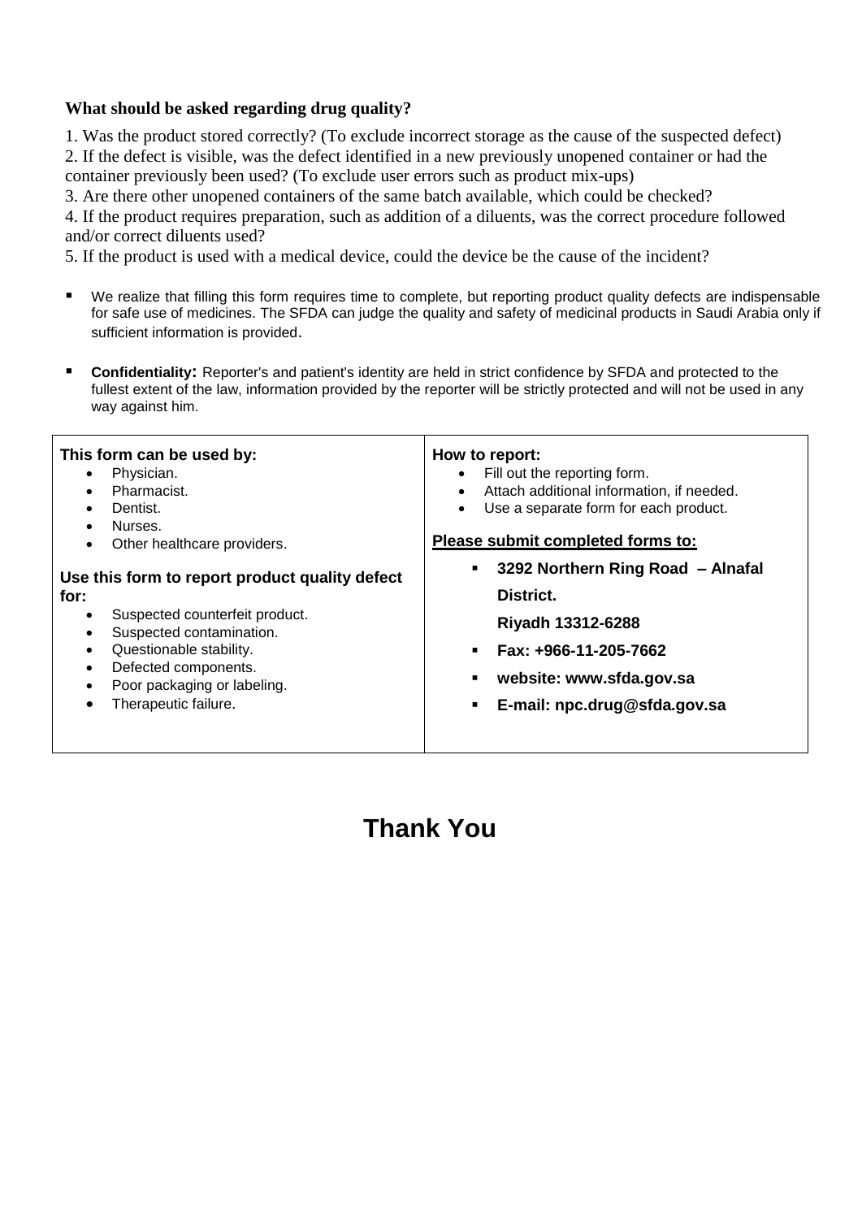**What should be asked regarding drug quality?**

1. Was the product stored correctly? (To exclude incorrect storage as the cause of the suspected defect)
2. If the defect is visible, was the defect identified in a new previously unopened container or had the container previously been used? (To exclude user errors such as product mix-ups)
3. Are there other unopened containers of the same batch available, which could be checked?
4. If the product requires preparation, such as addition of a diluents, was the correct procedure followed and/or correct diluents used?
5. If the product is used with a medical device, could the device be the cause of the incident?

- We realize that filling this form requires time to complete, but reporting product quality defects are indispensable for safe use of medicines. The SFDA can judge the quality and safety of medicinal products in Saudi Arabia only if sufficient information is provided.

- **Confidentiality:** Reporter's and patient's identity are held in strict confidence by SFDA and protected to the fullest extent of the law, information provided by the reporter will be strictly protected and will not be used in any way against him.

**This form can be used by:**

- Physician.
- Pharmacist.
- Dentist.
- Nurses.
- Other healthcare providers.

**Use this form to report product quality defect for:**

- Suspected counterfeit product.
- Suspected contamination.
- Questionable stability.
- Defected components.
- Poor packaging or labeling.
- Therapeutic failure.

**How to report:**

- Fill out the reporting form.
- Attach additional information, if needed.
- Use a separate form for each product.

**Please submit completed forms to:**

- **3292 Northern Ring Road – Alnafal District.**
  **Riyadh 13312-6288**
- **Fax: +966-11-205-7662**
- **website: www.sfda.gov.sa**
- **E-mail: npc.drug@sfda.gov.sa**

# Thank You